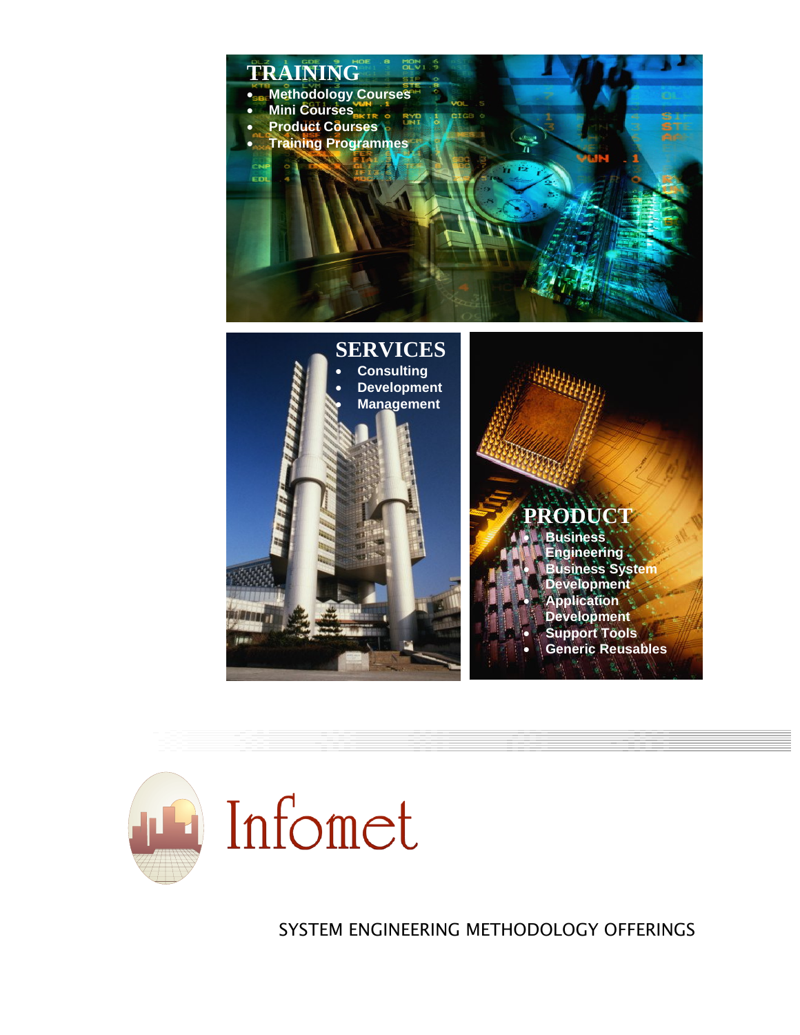## TRAINING

- Methodology Courses
- Mini Courses
- Product Courses
- Training Programmes

## SERVICES

- Consulting
- Development
- Management

## PRODUCT

- Business Engineering
- Business System Development
- Application Development
- Support Tools
- Generic Reusables

# Infomet

SYSTEM ENGINEERING METHODOLOGY OFFERINGS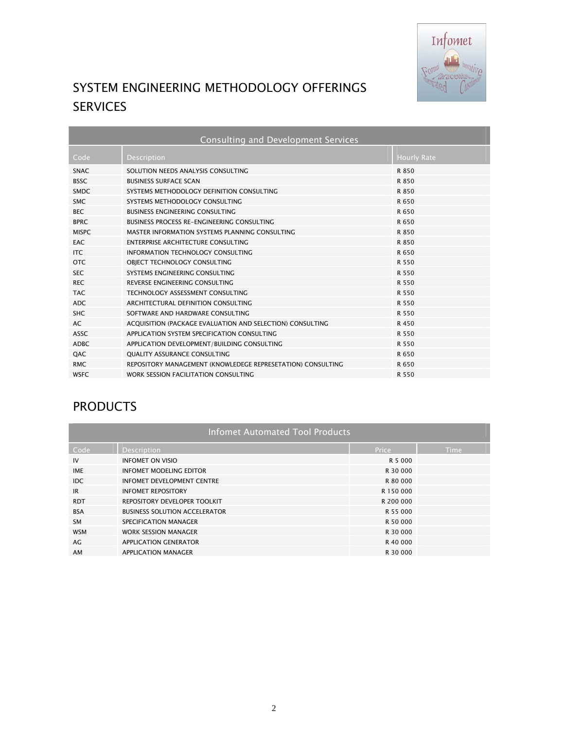# SYSTEM ENGINEERING METHODOLOGY OFFERINGS SERVICES

| Consulting and Development Services | | |
|---|---|---|
| Code | Description | Hourly Rate |
| SNAC | SOLUTION NEEDS ANALYSIS CONSULTING | R 850 |
| BSSC | BUSINESS SURFACE SCAN | R 850 |
| SMDC | SYSTEMS METHODOLOGY DEFINITION CONSULTING | R 850 |
| SMC | SYSTEMS METHODOLOGY CONSULTING | R 650 |
| BEC | BUSINESS ENGINEERING CONSULTING | R 650 |
| BPRC | BUSINESS PROCESS RE-ENGINEERING CONSULTING | R 650 |
| MISPC | MASTER INFORMATION SYSTEMS PLANNING CONSULTING | R 850 |
| EAC | ENTERPRISE ARCHITECTURE CONSULTING | R 850 |
| ITC | INFORMATION TECHNOLOGY CONSULTING | R 650 |
| OTC | OBJECT TECHNOLOGY CONSULTING | R 550 |
| SEC | SYSTEMS ENGINEERING CONSULTING | R 550 |
| REC | REVERSE ENGINEERING CONSULTING | R 550 |
| TAC | TECHNOLOGY ASSESSMENT CONSULTING | R 550 |
| ADC | ARCHITECTURAL DEFINITION CONSULTING | R 550 |
| SHC | SOFTWARE AND HARDWARE CONSULTING | R 550 |
| AC | ACQUISITION (PACKAGE EVALUATION AND SELECTION) CONSULTING | R 450 |
| ASSC | APPLICATION SYSTEM SPECIFICATION CONSULTING | R 550 |
| ADBC | APPLICATION DEVELOPMENT/BUILDING CONSULTING | R 550 |
| QAC | QUALITY ASSURANCE CONSULTING | R 650 |
| RMC | REPOSITORY MANAGEMENT (KNOWLEDEGE REPRESETATION) CONSULTING | R 650 |
| WSFC | WORK SESSION FACILITATION CONSULTING | R 550 |

# PRODUCTS

| Infomet Automated Tool Products | | | |
|---|---|---|---|
| Code | Description | Price | Time |
| IV | INFOMET ON VISIO | R 5 000 | |
| IME | INFOMET MODELING EDITOR | R 30 000 | |
| IDC | INFOMET DEVELOPMENT CENTRE | R 80 000 | |
| IR | INFOMET REPOSITORY | R 150 000 | |
| RDT | REPOSITORY DEVELOPER TOOLKIT | R 200 000 | |
| BSA | BUSINESS SOLUTION ACCELERATOR | R 55 000 | |
| SM | SPECIFICATION MANAGER | R 50 000 | |
| WSM | WORK SESSION MANAGER | R 30 000 | |
| AG | APPLICATION GENERATOR | R 40 000 | |
| AM | APPLICATION MANAGER | R 30 000 | |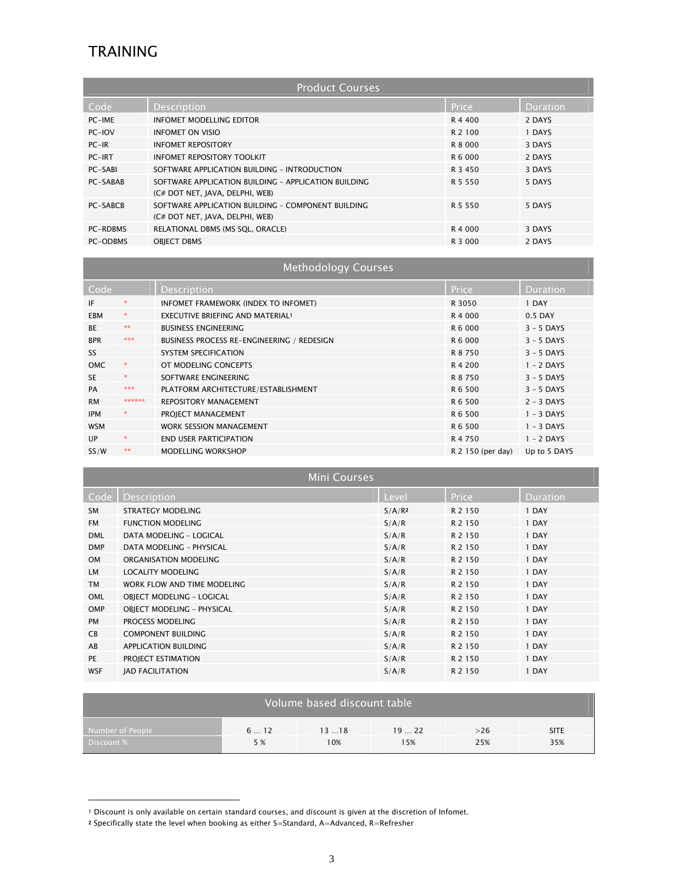# TRAINING

| Product Courses | | | |
|---|---|---|---|
| **Code** | **Description** | **Price** | **Duration** |
| PC-IME | INFOMET MODELLING EDITOR | R 4 400 | 2 DAYS |
| PC-IOV | INFOMET ON VISIO | R 2 100 | 1 DAYS |
| PC-IR | INFOMET REPOSITORY | R 8 000 | 3 DAYS |
| PC-IRT | INFOMET REPOSITORY TOOLKIT | R 6 000 | 2 DAYS |
| PC-SABI | SOFTWARE APPLICATION BUILDING – INTRODUCTION | R 3 450 | 3 DAYS |
| PC-SABAB | SOFTWARE APPLICATION BUILDING – APPLICATION BUILDING (C# DOT NET, JAVA, DELPHI, WEB) | R 5 550 | 5 DAYS |
| PC-SABCB | SOFTWARE APPLICATION BUILDING – COMPONENT BUILDING (C# DOT NET, JAVA, DELPHI, WEB) | R 5 550 | 5 DAYS |
| PC-RDBMS | RELATIONAL DBMS (MS SQL, ORACLE) | R 4 000 | 3 DAYS |
| PC-ODBMS | OBJECT DBMS | R 3 000 | 2 DAYS |

| Methodology Courses | | | | |
|---|---|---|---|---|
| **Code** | | **Description** | **Price** | **Duration** |
| IF | * | INFOMET FRAMEWORK (INDEX TO INFOMET) | R 3050 | 1 DAY |
| EBM | * | EXECUTIVE BRIEFING AND MATERIAL[1] | R 4 000 | 0.5 DAY |
| BE | ** | BUSINESS ENGINEERING | R 6 000 | 3 - 5 DAYS |
| BPR | *** | BUSINESS PROCESS RE-ENGINEERING / REDESIGN | R 6 000 | 3 - 5 DAYS |
| SS | | SYSTEM SPECIFICATION | R 8 750 | 3 - 5 DAYS |
| OMC | * | OT MODELING CONCEPTS | R 4 200 | 1 - 2 DAYS |
| SE | * | SOFTWARE ENGINEERING | R 8 750 | 3 - 5 DAYS |
| PA | *** | PLATFORM ARCHITECTURE/ESTABLISHMENT | R 6 500 | 3 - 5 DAYS |
| RM | ****** | REPOSITORY MANAGEMENT | R 6 500 | 2 - 3 DAYS |
| IPM | * | PROJECT MANAGEMENT | R 6 500 | 1 - 3 DAYS |
| WSM | | WORK SESSION MANAGEMENT | R 6 500 | 1 - 3 DAYS |
| UP | * | END USER PARTICIPATION | R 4 750 | 1 - 2 DAYS |
| SS/W | ** | MODELLING WORKSHOP | R 2 150 (per day) | Up to 5 DAYS |

| Mini Courses | | | | |
|---|---|---|---|---|
| **Code** | **Description** | **Level** | **Price** | **Duration** |
| SM | STRATEGY MODELING | S/A/R[2] | R 2 150 | 1 DAY |
| FM | FUNCTION MODELING | S/A/R | R 2 150 | 1 DAY |
| DML | DATA MODELING - LOGICAL | S/A/R | R 2 150 | 1 DAY |
| DMP | DATA MODELING - PHYSICAL | S/A/R | R 2 150 | 1 DAY |
| OM | ORGANISATION MODELING | S/A/R | R 2 150 | 1 DAY |
| LM | LOCALITY MODELING | S/A/R | R 2 150 | 1 DAY |
| TM | WORK FLOW AND TIME MODELING | S/A/R | R 2 150 | 1 DAY |
| OML | OBJECT MODELING - LOGICAL | S/A/R | R 2 150 | 1 DAY |
| OMP | OBJECT MODELING - PHYSICAL | S/A/R | R 2 150 | 1 DAY |
| PM | PROCESS MODELING | S/A/R | R 2 150 | 1 DAY |
| CB | COMPONENT BUILDING | S/A/R | R 2 150 | 1 DAY |
| AB | APPLICATION BUILDING | S/A/R | R 2 150 | 1 DAY |
| PE | PROJECT ESTIMATION | S/A/R | R 2 150 | 1 DAY |
| WSF | JAD FACILITATION | S/A/R | R 2 150 | 1 DAY |

| Volume based discount table | | | | | |
|---|---|---|---|---|---|
| Number of People | 6 … 12 | 13 …18 | 19 … 22 | >26 | SITE |
| Discount % | 5 % | 10% | 15% | 25% | 35% |

---

[1] Discount is only available on certain standard courses, and discount is given at the discretion of Infomet.

[2] Specifically state the level when booking as either S=Standard, A=Advanced, R=Refresher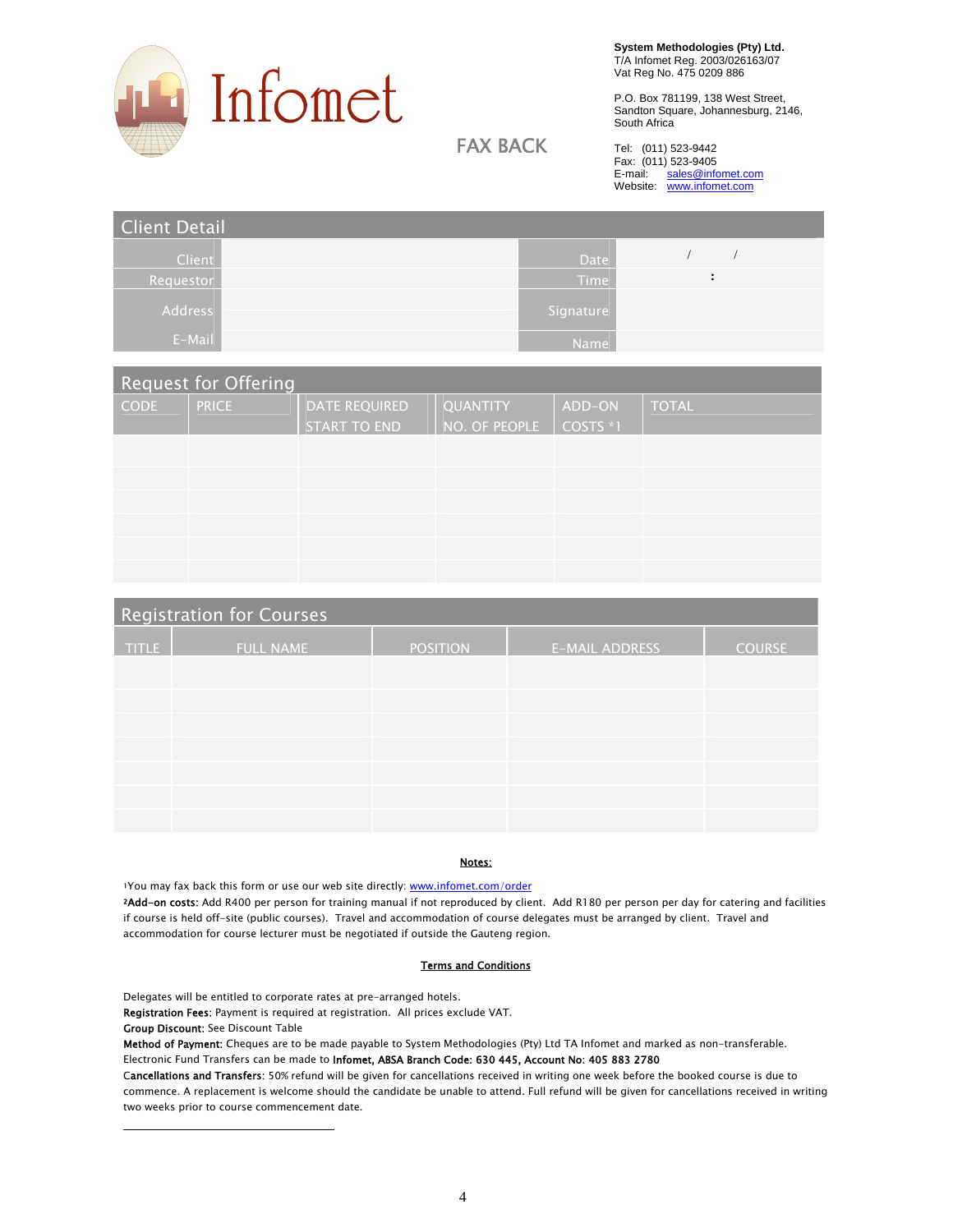Infomet

FAX BACK

**System Methodologies (Pty) Ltd.**
T/A Infomet Reg. 2003/026163/07
Vat Reg No. 475 0209 886

P.O. Box 781199, 138 West Street,
Sandton Square, Johannesburg, 2146,
South Africa

Tel: (011) 523-9442
Fax: (011) 523-9405
E-mail: sales@infomet.com
Website: www.infomet.com

## Client Detail

| | | | |
|---|---|---|---|
| Client | | Date | / / |
| Requestor | | Time | : |
| Address | | Signature | |
| E-Mail | | Name | |

## Request for Offering

| CODE | PRICE | DATE REQUIRED START TO END | QUANTITY NO. OF PEOPLE | ADD-ON COSTS *1 | TOTAL |
|---|---|---|---|---|---|
| | | | | | |
| | | | | | |
| | | | | | |
| | | | | | |
| | | | | | |
| | | | | | |

## Registration for Courses

| TITLE | FULL NAME | POSITION | E-MAIL ADDRESS | COURSE |
|---|---|---|---|---|
| | | | | |
| | | | | |
| | | | | |
| | | | | |
| | | | | |
| | | | | |
| | | | | |

**Notes:**

[1]You may fax back this form or use our web site directly: www.infomet.com/order

[2]**Add-on costs**: Add R400 per person for training manual if not reproduced by client. Add R180 per person per day for catering and facilities if course is held off-site (public courses). Travel and accommodation of course delegates must be arranged by client. Travel and accommodation for course lecturer must be negotiated if outside the Gauteng region.

**Terms and Conditions**

Delegates will be entitled to corporate rates at pre-arranged hotels.

**Registration Fees**: Payment is required at registration. All prices exclude VAT.

**Group Discount**: See Discount Table

**Method of Payment**: Cheques are to be made payable to System Methodologies (Pty) Ltd TA Infomet and marked as non-transferable. Electronic Fund Transfers can be made to **Infomet, ABSA Branch Code: 630 445, Account No: 405 883 2780**

**Cancellations and Transfers**: 50% refund will be given for cancellations received in writing one week before the booked course is due to commence. A replacement is welcome should the candidate be unable to attend. Full refund will be given for cancellations received in writing two weeks prior to course commencement date.